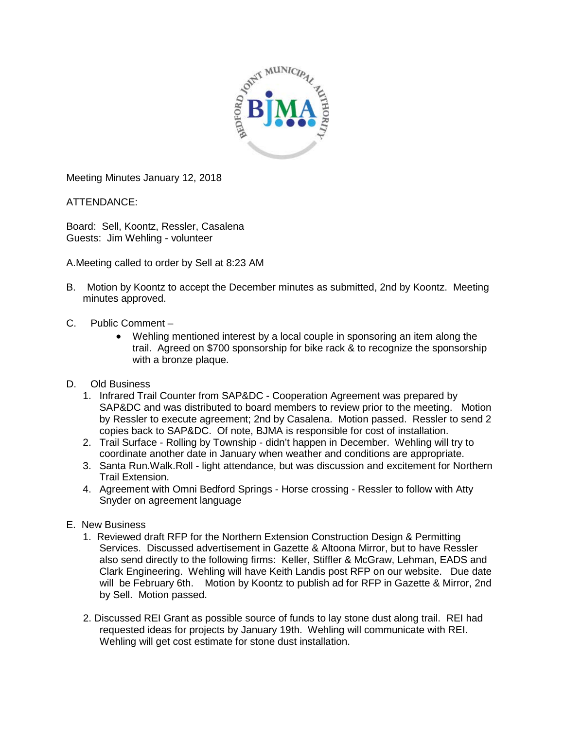Meeting Minutes January 12, 2018

ATTENDANCE:

Board: Sell, Koontz, Ressler, Casalena
Guests: Jim Wehling - volunteer

A. Meeting called to order by Sell at 8:23 AM

B. Motion by Koontz to accept the December minutes as submitted, 2nd by Koontz. Meeting minutes approved.

C. Public Comment –

- Wehling mentioned interest by a local couple in sponsoring an item along the trail. Agreed on $700 sponsorship for bike rack & to recognize the sponsorship with a bronze plaque.

D. Old Business

1. Infrared Trail Counter from SAP&DC - Cooperation Agreement was prepared by SAP&DC and was distributed to board members to review prior to the meeting. Motion by Ressler to execute agreement; 2nd by Casalena. Motion passed. Ressler to send 2 copies back to SAP&DC. Of note, BJMA is responsible for cost of installation.
2. Trail Surface - Rolling by Township - didn't happen in December. Wehling will try to coordinate another date in January when weather and conditions are appropriate.
3. Santa Run.Walk.Roll - light attendance, but was discussion and excitement for Northern Trail Extension.
4. Agreement with Omni Bedford Springs - Horse crossing - Ressler to follow with Atty Snyder on agreement language

E. New Business

1. Reviewed draft RFP for the Northern Extension Construction Design & Permitting Services. Discussed advertisement in Gazette & Altoona Mirror, but to have Ressler also send directly to the following firms: Keller, Stiffler & McGraw, Lehman, EADS and Clark Engineering. Wehling will have Keith Landis post RFP on our website. Due date will be February 6th. Motion by Koontz to publish ad for RFP in Gazette & Mirror, 2nd by Sell. Motion passed.

2. Discussed REI Grant as possible source of funds to lay stone dust along trail. REI had requested ideas for projects by January 19th. Wehling will communicate with REI. Wehling will get cost estimate for stone dust installation.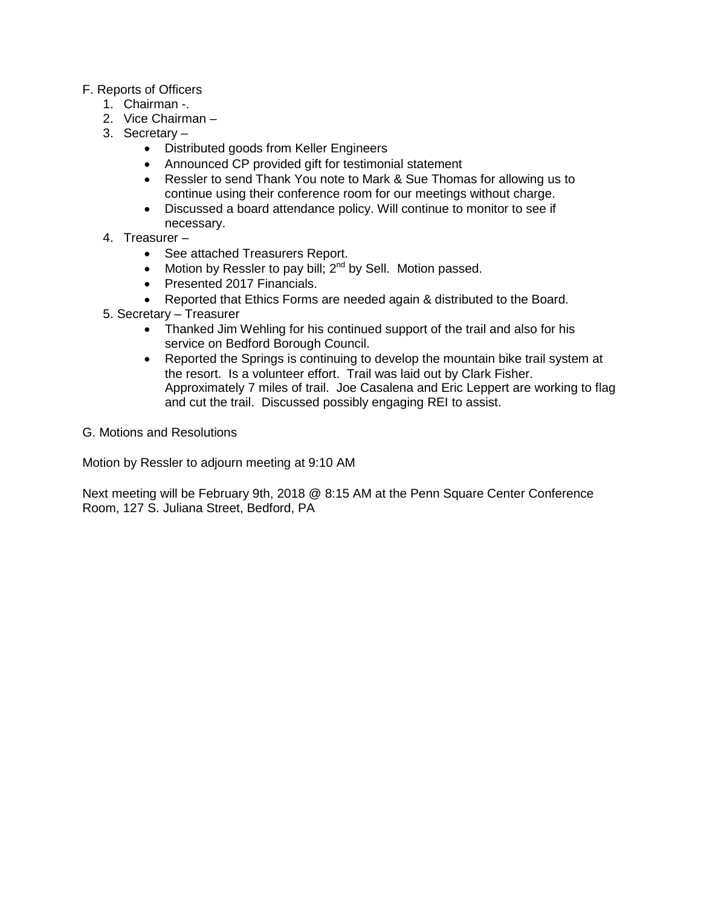F. Reports of Officers

1. Chairman -.
2. Vice Chairman –
3. Secretary –
   - Distributed goods from Keller Engineers
   - Announced CP provided gift for testimonial statement
   - Ressler to send Thank You note to Mark & Sue Thomas for allowing us to continue using their conference room for our meetings without charge.
   - Discussed a board attendance policy. Will continue to monitor to see if necessary.
4. Treasurer –
   - See attached Treasurers Report.
   - Motion by Ressler to pay bill; 2nd by Sell. Motion passed.
   - Presented 2017 Financials.
   - Reported that Ethics Forms are needed again & distributed to the Board.
5. Secretary – Treasurer
   - Thanked Jim Wehling for his continued support of the trail and also for his service on Bedford Borough Council.
   - Reported the Springs is continuing to develop the mountain bike trail system at the resort. Is a volunteer effort. Trail was laid out by Clark Fisher. Approximately 7 miles of trail. Joe Casalena and Eric Leppert are working to flag and cut the trail. Discussed possibly engaging REI to assist.

G. Motions and Resolutions

Motion by Ressler to adjourn meeting at 9:10 AM

Next meeting will be February 9th, 2018 @ 8:15 AM at the Penn Square Center Conference Room, 127 S. Juliana Street, Bedford, PA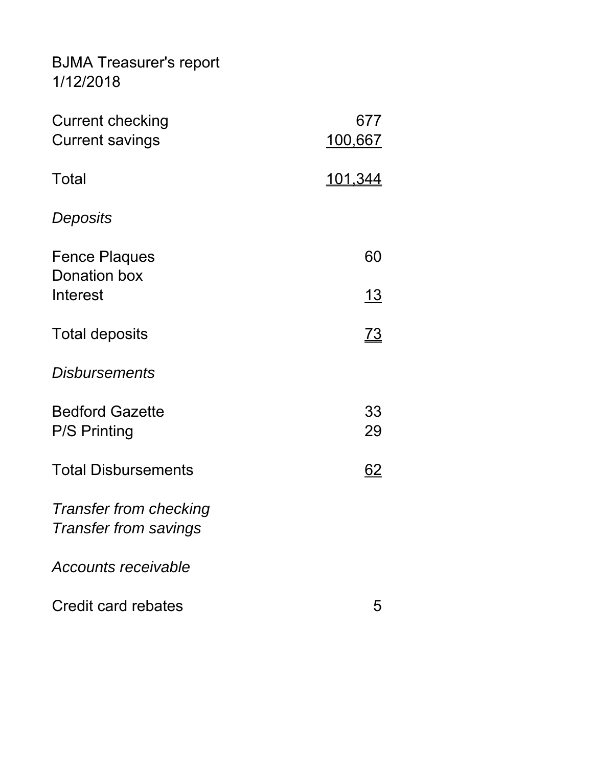BJMA Treasurer's report
1/12/2018

| | |
|---|---:|
| Current checking | 677 |
| Current savings | 100,667 |
| | |
| Total | 101,344 |
| | |
| *Deposits* | |
| | |
| Fence Plaques | 60 |
| Donation box | |
| Interest | 13 |
| | |
| Total deposits | 73 |
| | |
| *Disbursements* | |
| | |
| Bedford Gazette | 33 |
| P/S Printing | 29 |
| | |
| Total Disbursements | 62 |
| | |
| *Transfer from checking* | |
| *Transfer from savings* | |
| | |
| *Accounts receivable* | |
| | |
| Credit card rebates | 5 |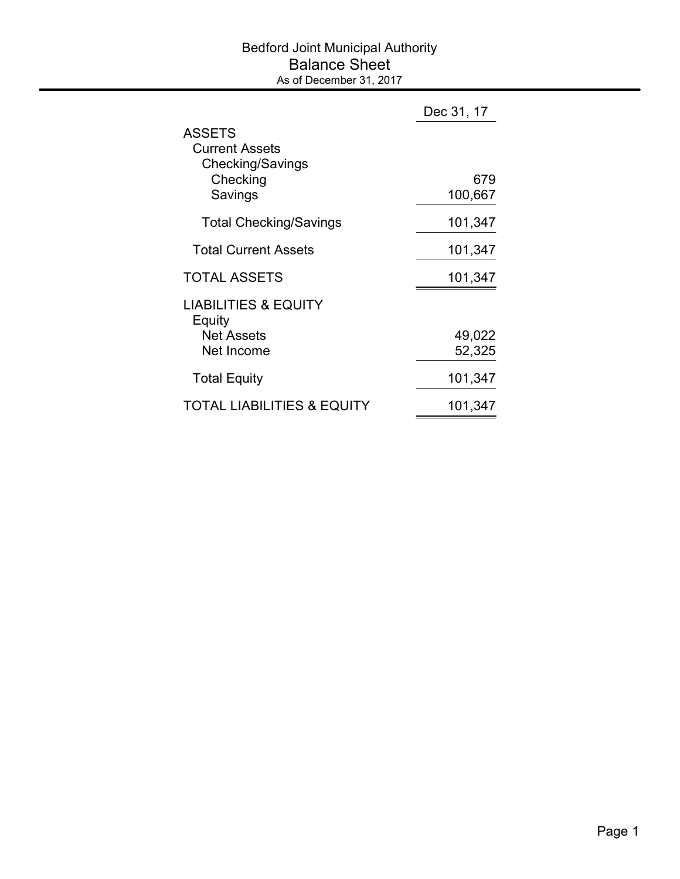# Bedford Joint Municipal Authority

## Balance Sheet

As of December 31, 2017

| | Dec 31, 17 |
|---|---|
| ASSETS | |
| Current Assets | |
| Checking/Savings | |
| Checking | 679 |
| Savings | 100,667 |
| Total Checking/Savings | 101,347 |
| Total Current Assets | 101,347 |
| TOTAL ASSETS | 101,347 |
| LIABILITIES & EQUITY | |
| Equity | |
| Net Assets | 49,022 |
| Net Income | 52,325 |
| Total Equity | 101,347 |
| TOTAL LIABILITIES & EQUITY | 101,347 |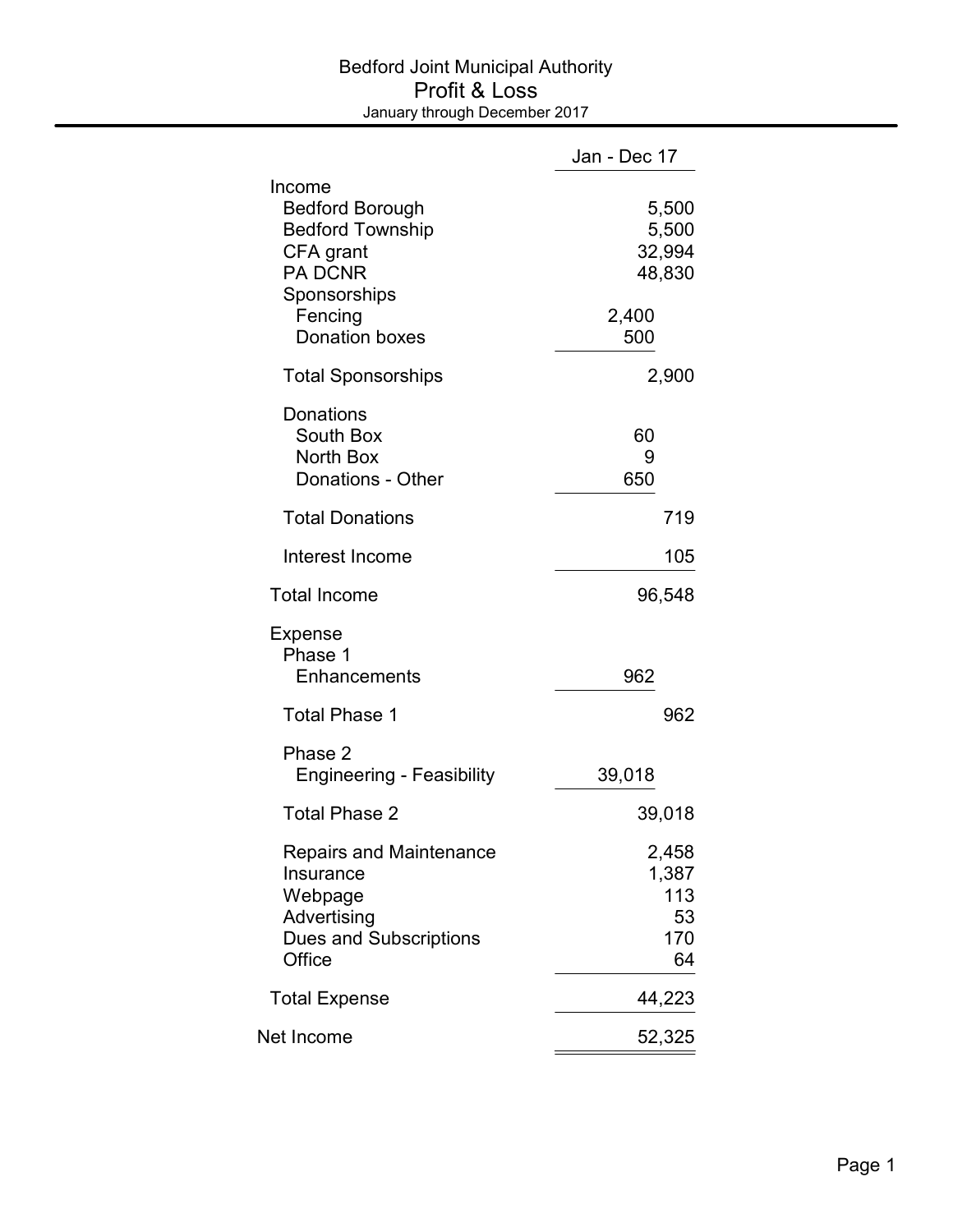# Bedford Joint Municipal Authority

## Profit & Loss

January through December 2017

| | | Jan - Dec 17 |
|---|---|---|
| **Income** | | |
| Bedford Borough | | 5,500 |
| Bedford Township | | 5,500 |
| CFA grant | | 32,994 |
| PA DCNR | | 48,830 |
| Sponsorships | | |
| Fencing | 2,400 | |
| Donation boxes | 500 | |
| Total Sponsorships | | 2,900 |
| Donations | | |
| South Box | 60 | |
| North Box | 9 | |
| Donations - Other | 650 | |
| Total Donations | | 719 |
| Interest Income | | 105 |
| **Total Income** | | 96,548 |
| **Expense** | | |
| Phase 1 | | |
| Enhancements | 962 | |
| Total Phase 1 | | 962 |
| Phase 2 | | |
| Engineering - Feasibility | 39,018 | |
| Total Phase 2 | | 39,018 |
| Repairs and Maintenance | | 2,458 |
| Insurance | | 1,387 |
| Webpage | | 113 |
| Advertising | | 53 |
| Dues and Subscriptions | | 170 |
| Office | | 64 |
| **Total Expense** | | 44,223 |
| **Net Income** | | 52,325 |